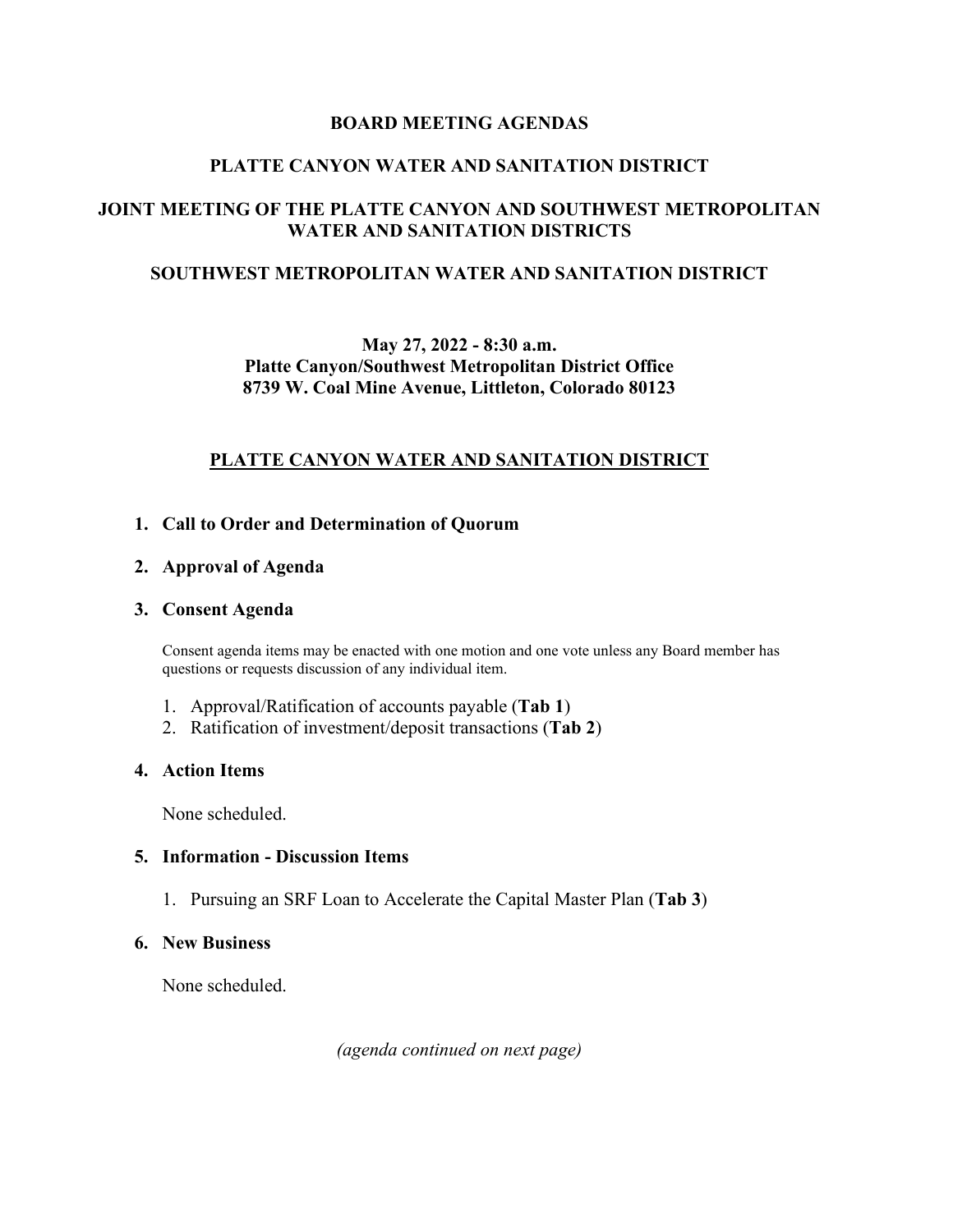# BOARD MEETING AGENDAS

## PLATTE CANYON WATER AND SANITATION DISTRICT

## JOINT MEETING OF THE PLATTE CANYON AND SOUTHWEST METROPOLITAN WATER AND SANITATION DISTRICTS

## SOUTHWEST METROPOLITAN WATER AND SANITATION DISTRICT

**May 27, 2022 - 8:30 a.m.**
**Platte Canyon/Southwest Metropolitan District Office**
**8739 W. Coal Mine Avenue, Littleton, Colorado 80123**

## PLATTE CANYON WATER AND SANITATION DISTRICT

1. **Call to Order and Determination of Quorum**

2. **Approval of Agenda**

3. **Consent Agenda**

   Consent agenda items may be enacted with one motion and one vote unless any Board member has questions or requests discussion of any individual item.

   1. Approval/Ratification of accounts payable (**Tab 1**)
   2. Ratification of investment/deposit transactions (**Tab 2**)

4. **Action Items**

   None scheduled.

5. **Information - Discussion Items**

   1. Pursuing an SRF Loan to Accelerate the Capital Master Plan (**Tab 3**)

6. **New Business**

   None scheduled.

*(agenda continued on next page)*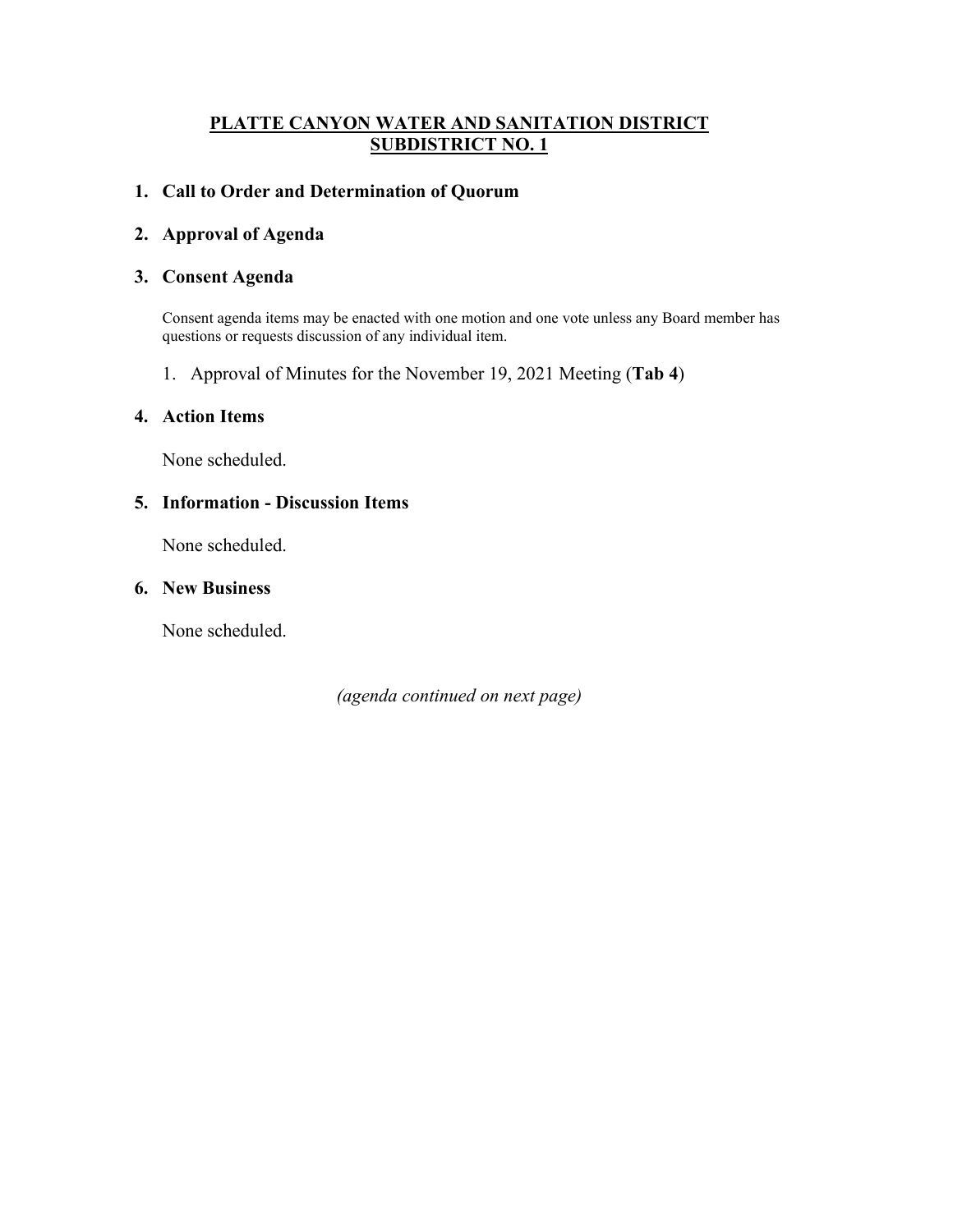# PLATTE CANYON WATER AND SANITATION DISTRICT SUBDISTRICT NO. 1

## 1. Call to Order and Determination of Quorum

## 2. Approval of Agenda

## 3. Consent Agenda

Consent agenda items may be enacted with one motion and one vote unless any Board member has questions or requests discussion of any individual item.

1. Approval of Minutes for the November 19, 2021 Meeting (**Tab 4**)

## 4. Action Items

None scheduled.

## 5. Information - Discussion Items

None scheduled.

## 6. New Business

None scheduled.

*(agenda continued on next page)*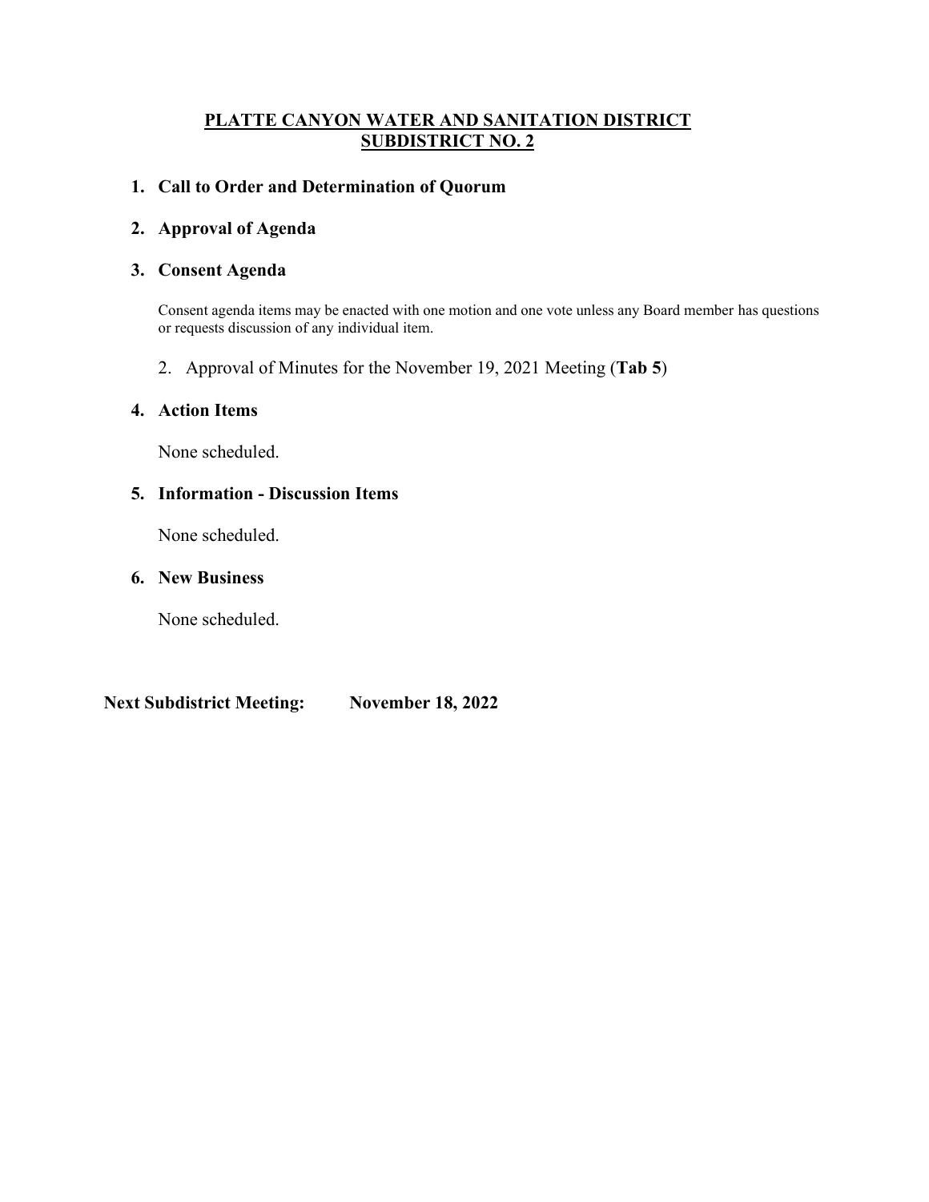# PLATTE CANYON WATER AND SANITATION DISTRICT SUBDISTRICT NO. 2

1. **Call to Order and Determination of Quorum**

2. **Approval of Agenda**

3. **Consent Agenda**

   Consent agenda items may be enacted with one motion and one vote unless any Board member has questions or requests discussion of any individual item.

   2. Approval of Minutes for the November 19, 2021 Meeting (**Tab 5**)

4. **Action Items**

   None scheduled.

5. **Information - Discussion Items**

   None scheduled.

6. **New Business**

   None scheduled.

**Next Subdistrict Meeting: November 18, 2022**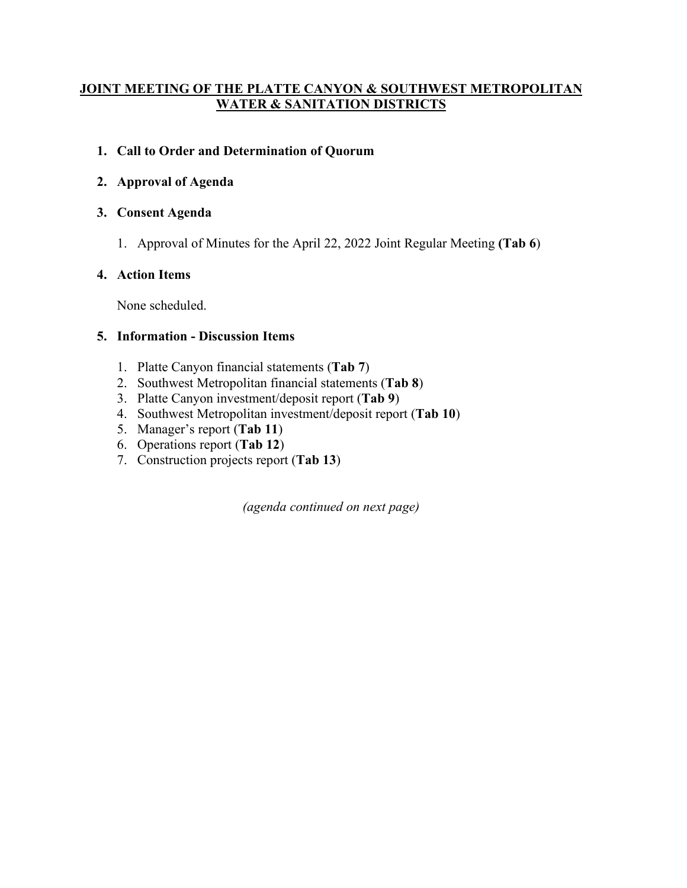# JOINT MEETING OF THE PLATTE CANYON & SOUTHWEST METROPOLITAN WATER & SANITATION DISTRICTS

1. **Call to Order and Determination of Quorum**

2. **Approval of Agenda**

3. **Consent Agenda**

   1. Approval of Minutes for the April 22, 2022 Joint Regular Meeting **(Tab 6)**

4. **Action Items**

   None scheduled.

5. **Information - Discussion Items**

   1. Platte Canyon financial statements (**Tab 7**)
   2. Southwest Metropolitan financial statements (**Tab 8**)
   3. Platte Canyon investment/deposit report (**Tab 9**)
   4. Southwest Metropolitan investment/deposit report (**Tab 10**)
   5. Manager's report (**Tab 11**)
   6. Operations report (**Tab 12**)
   7. Construction projects report (**Tab 13**)

*(agenda continued on next page)*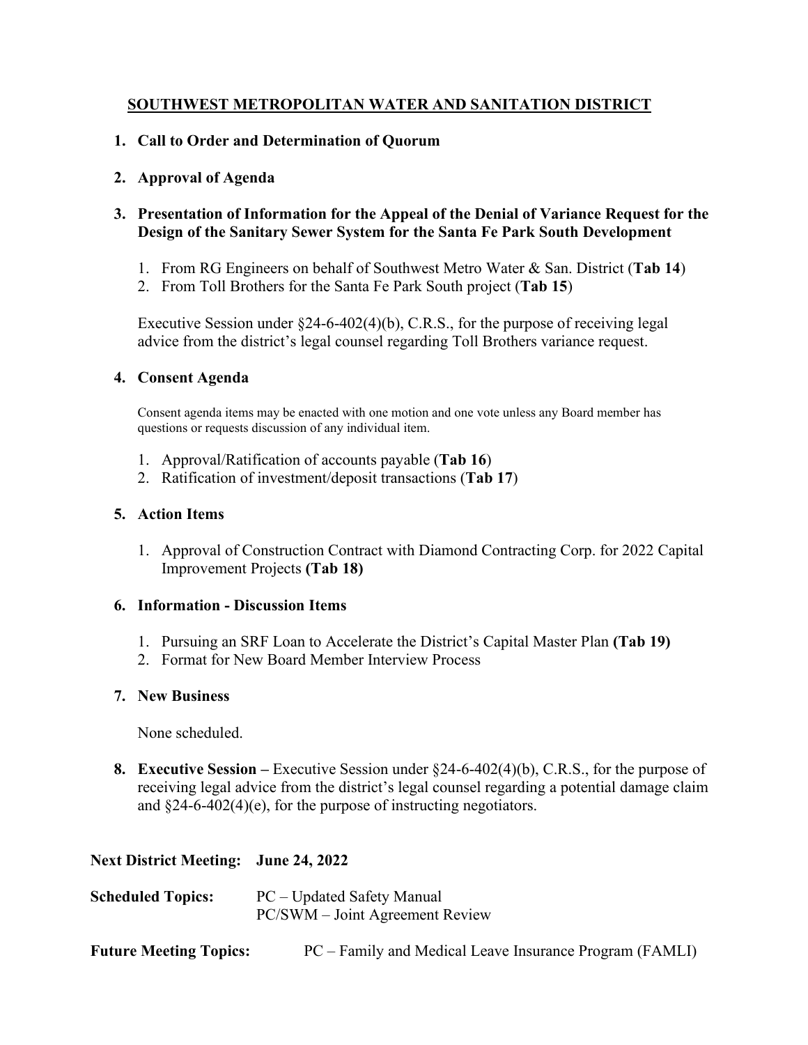## SOUTHWEST METROPOLITAN WATER AND SANITATION DISTRICT

1. **Call to Order and Determination of Quorum**

2. **Approval of Agenda**

3. **Presentation of Information for the Appeal of the Denial of Variance Request for the Design of the Sanitary Sewer System for the Santa Fe Park South Development**

   1. From RG Engineers on behalf of Southwest Metro Water & San. District (**Tab 14**)
   2. From Toll Brothers for the Santa Fe Park South project (**Tab 15**)

   Executive Session under §24-6-402(4)(b), C.R.S., for the purpose of receiving legal advice from the district's legal counsel regarding Toll Brothers variance request.

4. **Consent Agenda**

   Consent agenda items may be enacted with one motion and one vote unless any Board member has questions or requests discussion of any individual item.

   1. Approval/Ratification of accounts payable (**Tab 16**)
   2. Ratification of investment/deposit transactions (**Tab 17**)

5. **Action Items**

   1. Approval of Construction Contract with Diamond Contracting Corp. for 2022 Capital Improvement Projects **(Tab 18)**

6. **Information - Discussion Items**

   1. Pursuing an SRF Loan to Accelerate the District's Capital Master Plan **(Tab 19)**
   2. Format for New Board Member Interview Process

7. **New Business**

   None scheduled.

8. **Executive Session –** Executive Session under §24-6-402(4)(b), C.R.S., for the purpose of receiving legal advice from the district's legal counsel regarding a potential damage claim and §24-6-402(4)(e), for the purpose of instructing negotiators.

**Next District Meeting: June 24, 2022**

**Scheduled Topics:** PC – Updated Safety Manual
PC/SWM – Joint Agreement Review

**Future Meeting Topics:** PC – Family and Medical Leave Insurance Program (FAMLI)